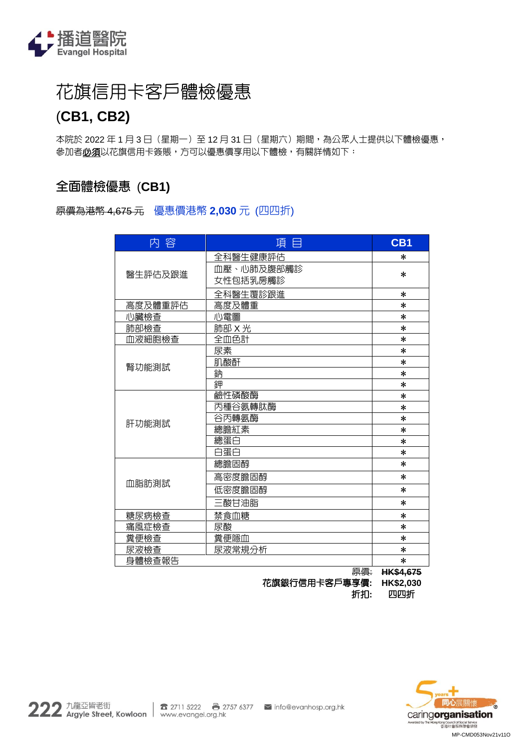播道醫院
Evangel Hospital

# 花旗信用卡客戶體檢優惠

## (CB1, CB2)

本院於 2022 年 1 月 3 日（星期一）至 12 月 31 日（星期六）期間，為公眾人士提供以下體檢優惠，參加者**必須**以花旗信用卡簽賬，方可以優惠價享用以下體檢，有關詳情如下：

## 全面體檢優惠 (CB1)

~~原價為港幣 4,675 元~~ 優惠價港幣 **2,030** 元 (四四折)

| 內 容 | 項 目 | CB1 |
|---|---|---|
| 醫生評估及跟進 | 全科醫生健康評估 | * |
| | 血壓、心肺及腹部觸診<br>女性包括乳房觸診 | * |
| | 全科醫生覆診跟進 | * |
| 高度及體重評估 | 高度及體重 | * |
| 心臟檢查 | 心電圖 | * |
| 肺部檢查 | 肺部 X 光 | * |
| 血液細胞檢查 | 全血色計 | * |
| 腎功能測試 | 尿素 | * |
| | 肌酸酐 | * |
| | 鈉 | * |
| | 鉀 | * |
| 肝功能測試 | 鹼性磷酸酶 | * |
| | 丙種谷氨轉肽酶 | * |
| | 谷丙轉氨酶 | * |
| | 總膽紅素 | * |
| | 總蛋白 | * |
| | 白蛋白 | * |
| 血脂肪測試 | 總膽固醇 | * |
| | 高密度膽固醇 | * |
| | 低密度膽固醇 | * |
| | 三酸甘油脂 | * |
| 糖尿病檢查 | 禁食血糖 | * |
| 痛風症檢查 | 尿酸 | * |
| 糞便檢查 | 糞便隱血 | * |
| 尿液檢查 | 尿液常規分析 | * |
| 身體檢查報告 | | * |

~~原價: **HK$4,675**~~
**花旗銀行信用卡客戶專享價: HK$2,030**
**折扣: 四四折**

222 九龍亞皆老街 Argyle Street, Kowloon | 2711 5222 | 2757 6377 | info@evanhosp.org.hk | www.evangel.org.hk

5 years+ 同心展關懷 caringorganisation
Awarded by The Hong Kong Council of Social Service 香港社會服務聯會頒發

MP-CMD053Nov21v11O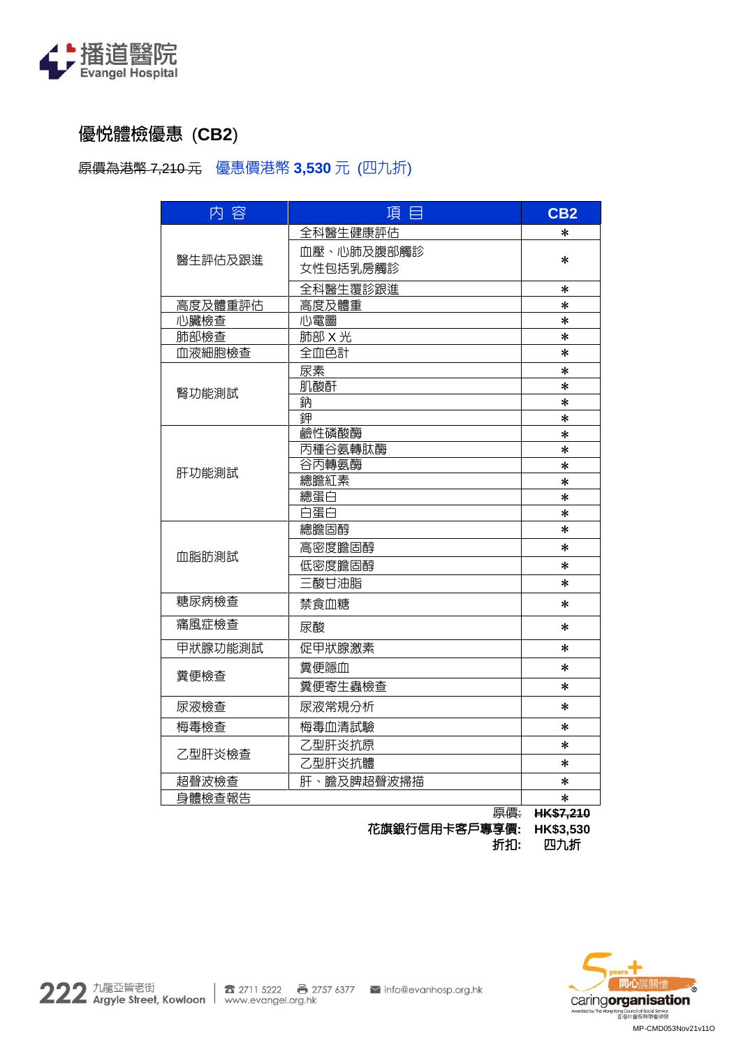播道醫院
Evangel Hospital

## 優悅體檢優惠 (CB2)

~~原價為港幣 7,210 元~~ 優惠價港幣 **3,530** 元 (四九折)

| 內 容 | 項 目 | CB2 |
|---|---|---|
| 醫生評估及跟進 | 全科醫生健康評估 | * |
| | 血壓、心肺及腹部觸診<br>女性包括乳房觸診 | * |
| | 全科醫生覆診跟進 | * |
| 高度及體重評估 | 高度及體重 | * |
| 心臟檢查 | 心電圖 | * |
| 肺部檢查 | 肺部 X 光 | * |
| 血液細胞檢查 | 全血色計 | * |
| 腎功能測試 | 尿素 | * |
| | 肌酸酐 | * |
| | 鈉 | * |
| | 鉀 | * |
| 肝功能測試 | 鹼性磷酸酶 | * |
| | 丙種谷氨轉肽酶 | * |
| | 谷丙轉氨酶 | * |
| | 總膽紅素 | * |
| | 總蛋白 | * |
| | 白蛋白 | * |
| 血脂肪測試 | 總膽固醇 | * |
| | 高密度膽固醇 | * |
| | 低密度膽固醇 | * |
| | 三酸甘油脂 | * |
| 糖尿病檢查 | 禁食血糖 | * |
| 痛風症檢查 | 尿酸 | * |
| 甲狀腺功能測試 | 促甲狀腺激素 | * |
| 糞便檢查 | 糞便隱血 | * |
| | 糞便寄生蟲檢查 | * |
| 尿液檢查 | 尿液常規分析 | * |
| 梅毒檢查 | 梅毒血清試驗 | * |
| 乙型肝炎檢查 | 乙型肝炎抗原 | * |
| | 乙型肝炎抗體 | * |
| 超聲波檢查 | 肝、膽及脾超聲波掃描 | * |
| 身體檢查報告 | | * |

原價: ~~**HK$7,210**~~
**花旗銀行信用卡客戶專享價: HK$3,530**
**折扣: 四九折**

222 九龍亞皆老街 Argyle Street, Kowloon | ☎ 2711 5222 | 2757 6377 | info@evanhosp.org.hk | www.evangel.org.hk

MP-CMD053Nov21v11O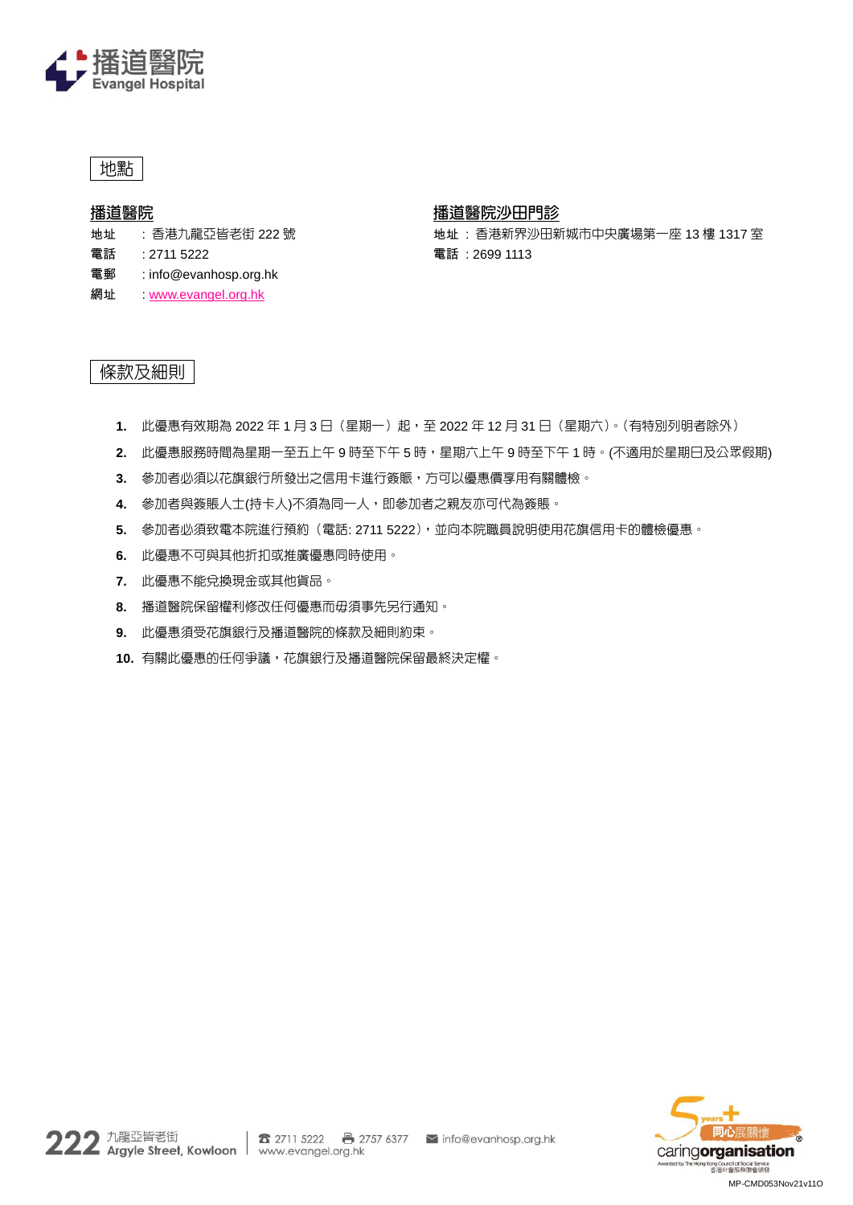播道醫院
Evangel Hospital

## 地點

**播道醫院**

**地址** ：香港九龍亞皆老街 222 號
**電話** ：2711 5222
**電郵** ：info@evanhosp.org.hk
**網址** ：www.evangel.org.hk

**播道醫院沙田門診**

**地址** ：香港新界沙田新城市中央廣場第一座 13 樓 1317 室
**電話** ：2699 1113

## 條款及細則

1. 此優惠有效期為 2022 年 1 月 3 日（星期一）起，至 2022 年 12 月 31 日（星期六）。(有特別列明者除外）
2. 此優惠服務時間為星期一至五上午 9 時至下午 5 時，星期六上午 9 時至下午 1 時。(不適用於星期日及公眾假期)
3. 參加者必須以花旗銀行所發出之信用卡進行簽賬，方可以優惠價享用有關體檢。
4. 參加者與簽賬人士(持卡人)不須為同一人，即參加者之親友亦可代為簽賬。
5. 參加者必須致電本院進行預約（電話: 2711 5222)，並向本院職員說明使用花旗信用卡的體檢優惠。
6. 此優惠不可與其他折扣或推廣優惠同時使用。
7. 此優惠不能兌換現金或其他貨品。
8. 播道醫院保留權利修改任何優惠而毋須事先另行通知。
9. 此優惠須受花旗銀行及播道醫院的條款及細則約束。
10. 有關此優惠的任何爭議，花旗銀行及播道醫院保留最終決定權。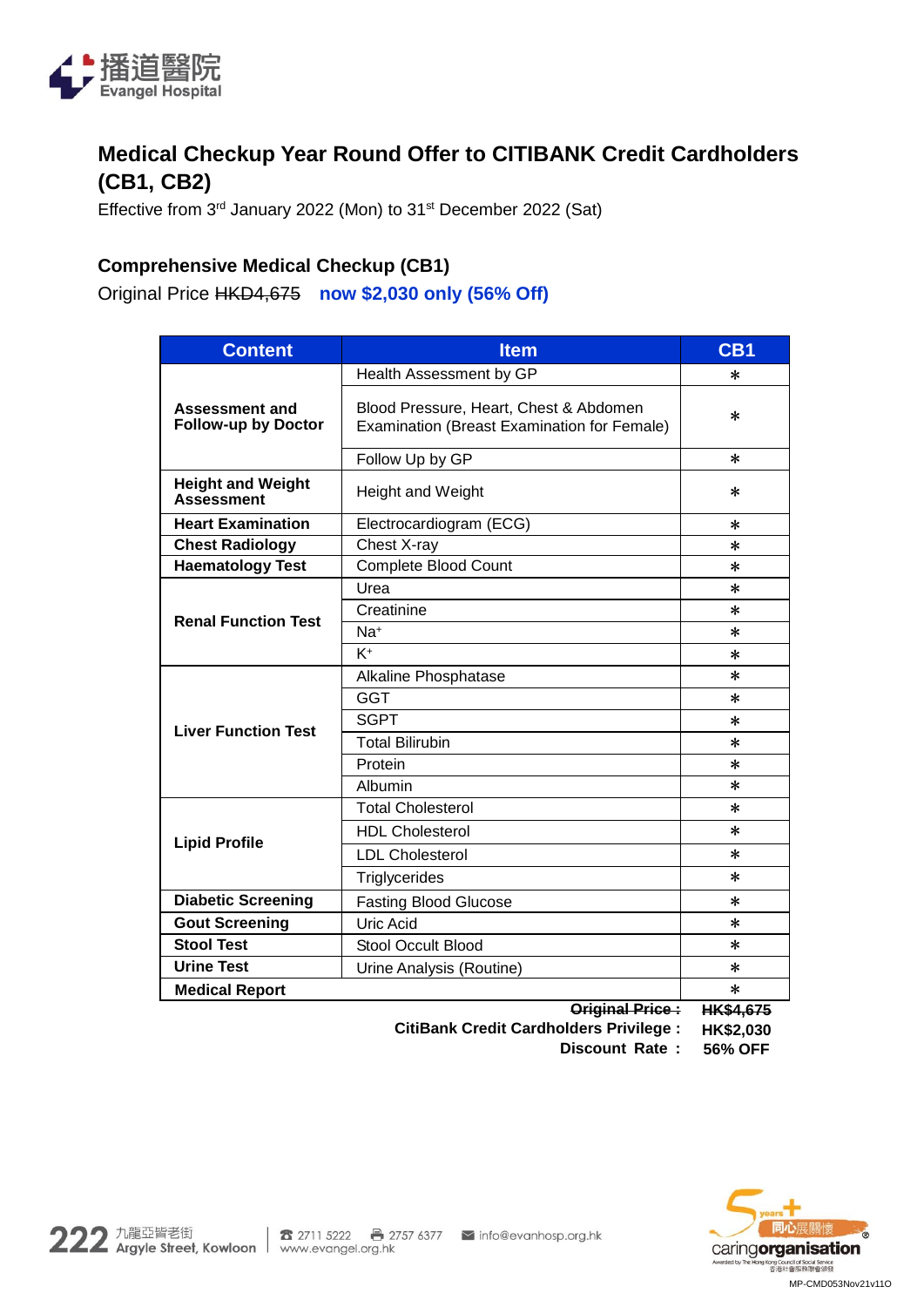## Medical Checkup Year Round Offer to CITIBANK Credit Cardholders (CB1, CB2)

Effective from 3rd January 2022 (Mon) to 31st December 2022 (Sat)

### Comprehensive Medical Checkup (CB1)

Original Price ~~HKD4,675~~ **now $2,030 only (56% Off)**

| Content | Item | CB1 |
|---|---|---|
| **Assessment and Follow-up by Doctor** | Health Assessment by GP | * |
| | Blood Pressure, Heart, Chest & Abdomen Examination (Breast Examination for Female) | * |
| | Follow Up by GP | * |
| **Height and Weight Assessment** | Height and Weight | * |
| **Heart Examination** | Electrocardiogram (ECG) | * |
| **Chest Radiology** | Chest X-ray | * |
| **Haematology Test** | Complete Blood Count | * |
| **Renal Function Test** | Urea | * |
| | Creatinine | * |
| | $Na^+$ | * |
| | $K^+$ | * |
| **Liver Function Test** | Alkaline Phosphatase | * |
| | GGT | * |
| | SGPT | * |
| | Total Bilirubin | * |
| | Protein | * |
| | Albumin | * |
| **Lipid Profile** | Total Cholesterol | * |
| | HDL Cholesterol | * |
| | LDL Cholesterol | * |
| | Triglycerides | * |
| **Diabetic Screening** | Fasting Blood Glucose | * |
| **Gout Screening** | Uric Acid | * |
| **Stool Test** | Stool Occult Blood | * |
| **Urine Test** | Urine Analysis (Routine) | * |
| **Medical Report** | | * |
| | ~~**Original Price :**~~ | ~~**HK$4,675**~~ |
| | **CitiBank Credit Cardholders Privilege :** | **HK$2,030** |
| | **Discount Rate :** | **56% OFF** |

222 九龍亞皆老街 Argyle Street, Kowloon | 2711 5222 | 2757 6377 | info@evanhosp.org.hk | www.evangel.org.hk

MP-CMD053Nov21v11O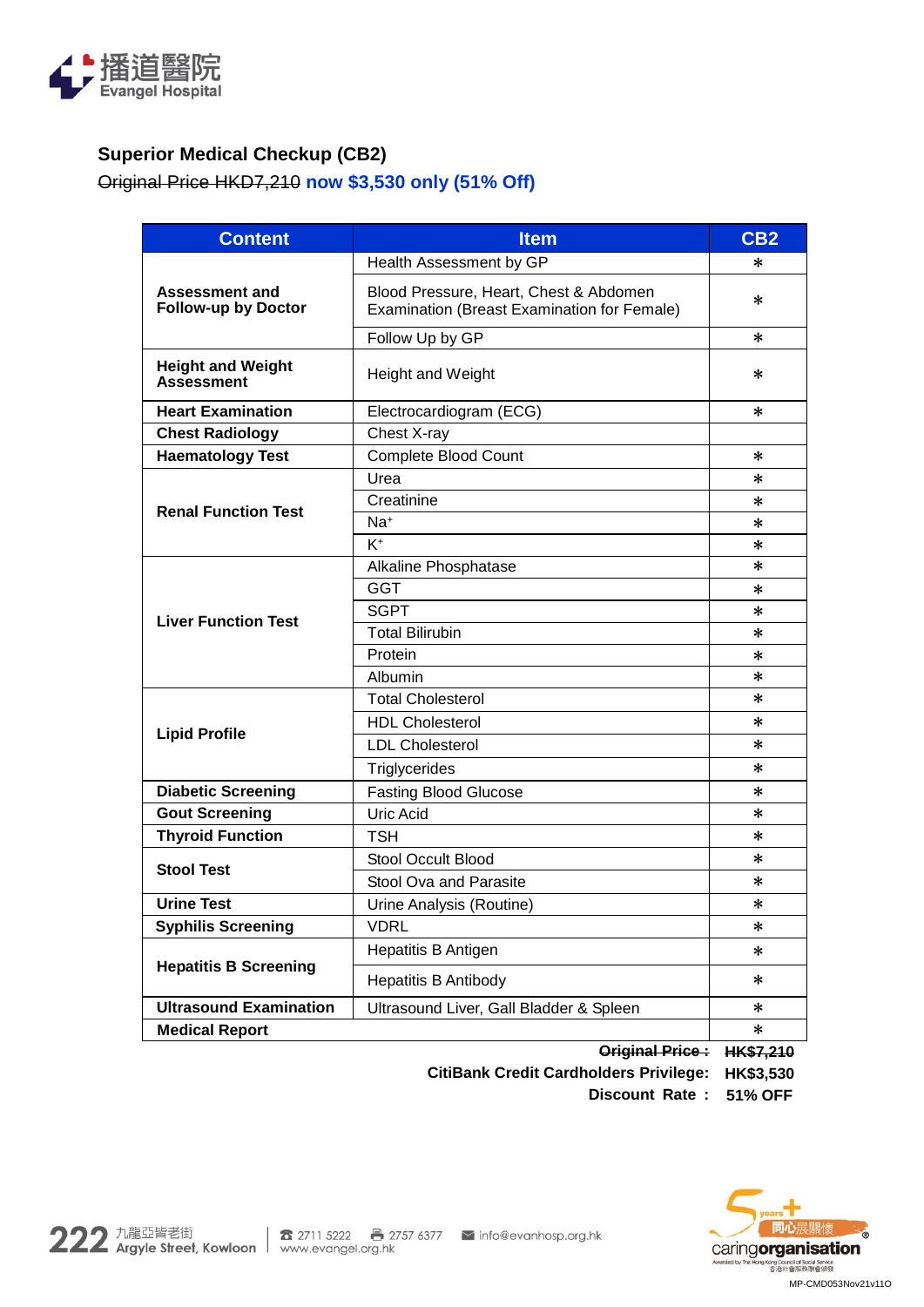## Superior Medical Checkup (CB2)

~~Original Price HKD7,210~~ **now $3,530 only (51% Off)**

| Content | Item | CB2 |
|---|---|---|
| **Assessment and Follow-up by Doctor** | Health Assessment by GP | * |
| | Blood Pressure, Heart, Chest & Abdomen Examination (Breast Examination for Female) | * |
| | Follow Up by GP | * |
| **Height and Weight Assessment** | Height and Weight | * |
| **Heart Examination** | Electrocardiogram (ECG) | * |
| **Chest Radiology** | Chest X-ray | |
| **Haematology Test** | Complete Blood Count | * |
| **Renal Function Test** | Urea | * |
| | Creatinine | * |
| | $Na^+$ | * |
| | $K^+$ | * |
| **Liver Function Test** | Alkaline Phosphatase | * |
| | GGT | * |
| | SGPT | * |
| | Total Bilirubin | * |
| | Protein | * |
| | Albumin | * |
| **Lipid Profile** | Total Cholesterol | * |
| | HDL Cholesterol | * |
| | LDL Cholesterol | * |
| | Triglycerides | * |
| **Diabetic Screening** | Fasting Blood Glucose | * |
| **Gout Screening** | Uric Acid | * |
| **Thyroid Function** | TSH | * |
| **Stool Test** | Stool Occult Blood | * |
| | Stool Ova and Parasite | * |
| **Urine Test** | Urine Analysis (Routine) | * |
| **Syphilis Screening** | VDRL | * |
| **Hepatitis B Screening** | Hepatitis B Antigen | * |
| | Hepatitis B Antibody | * |
| **Ultrasound Examination** | Ultrasound Liver, Gall Bladder & Spleen | * |
| **Medical Report** | | * |

~~**Original Price : HK$7,210**~~

**CitiBank Credit Cardholders Privilege: HK$3,530**

**Discount Rate : 51% OFF**

222 九龍亞皆老街 Argyle Street, Kowloon | 2711 5222 | 2757 6377 | info@evanhosp.org.hk | www.evangel.org.hk

MP-CMD053Nov21v11O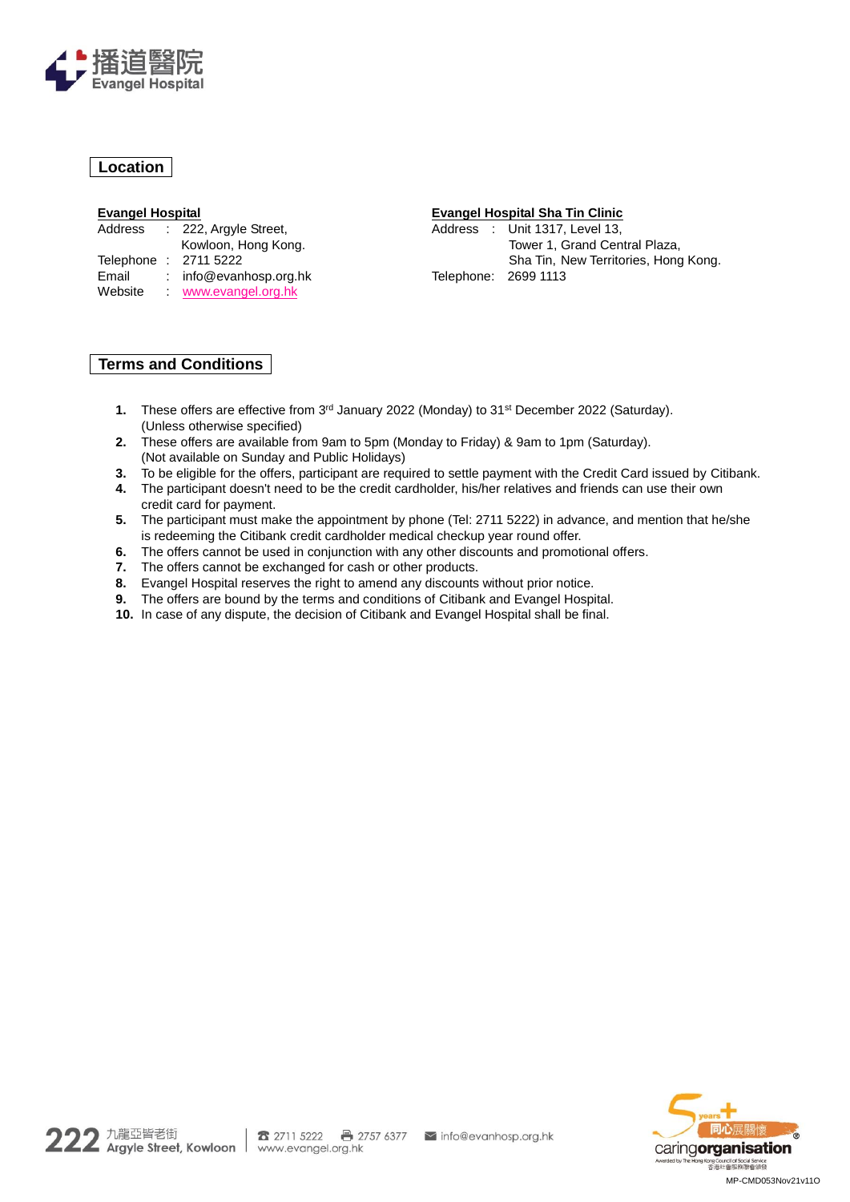## Location

**Evangel Hospital**
Address : 222, Argyle Street,
Kowloon, Hong Kong.
Telephone : 2711 5222
Email : info@evanhosp.org.hk
Website : www.evangel.org.hk

**Evangel Hospital Sha Tin Clinic**
Address : Unit 1317, Level 13,
Tower 1, Grand Central Plaza,
Sha Tin, New Territories, Hong Kong.
Telephone: 2699 1113

## Terms and Conditions

1. These offers are effective from 3rd January 2022 (Monday) to 31st December 2022 (Saturday). (Unless otherwise specified)
2. These offers are available from 9am to 5pm (Monday to Friday) & 9am to 1pm (Saturday). (Not available on Sunday and Public Holidays)
3. To be eligible for the offers, participant are required to settle payment with the Credit Card issued by Citibank.
4. The participant doesn't need to be the credit cardholder, his/her relatives and friends can use their own credit card for payment.
5. The participant must make the appointment by phone (Tel: 2711 5222) in advance, and mention that he/she is redeeming the Citibank credit cardholder medical checkup year round offer.
6. The offers cannot be used in conjunction with any other discounts and promotional offers.
7. The offers cannot be exchanged for cash or other products.
8. Evangel Hospital reserves the right to amend any discounts without prior notice.
9. The offers are bound by the terms and conditions of Citibank and Evangel Hospital.
10. In case of any dispute, the decision of Citibank and Evangel Hospital shall be final.